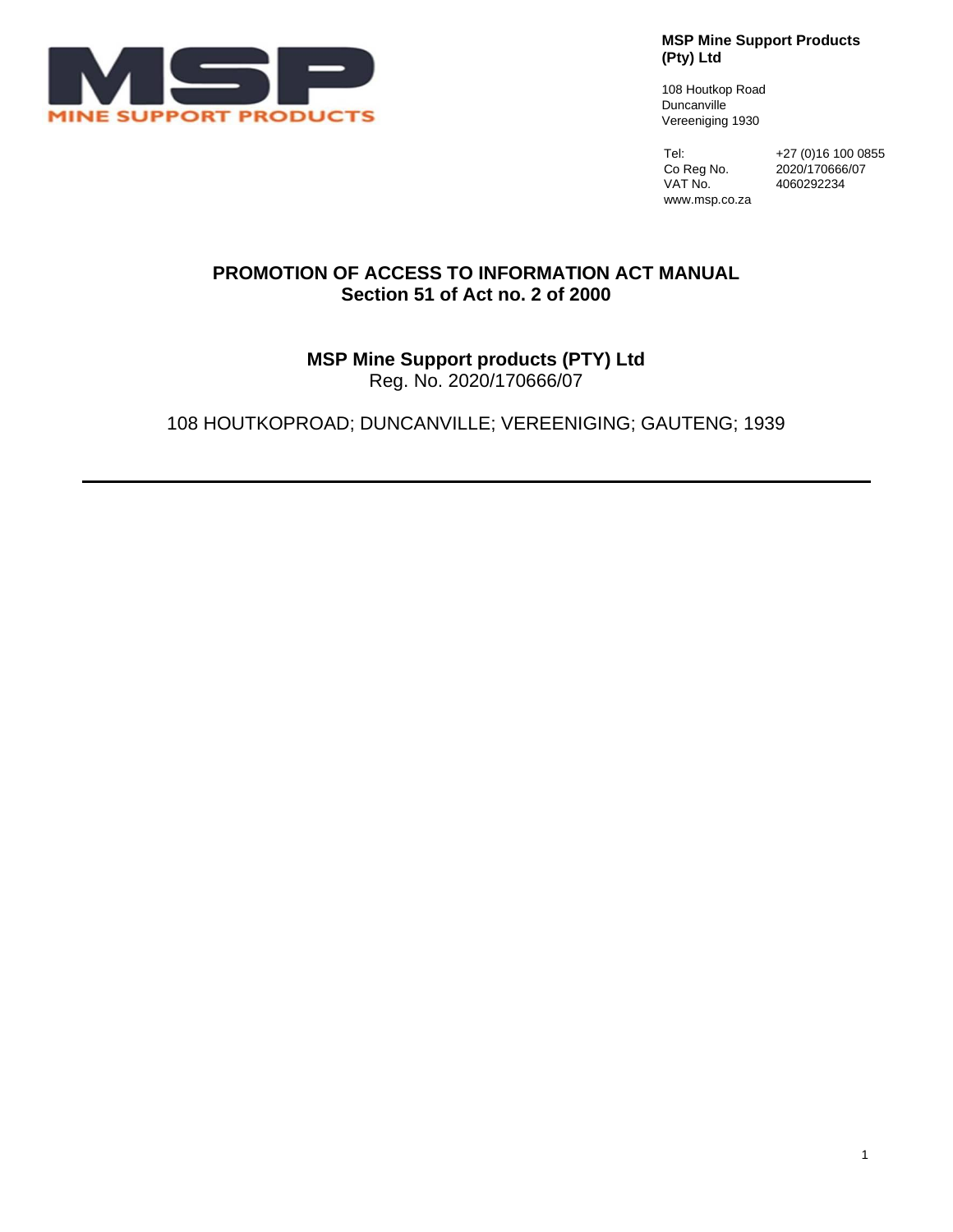MINE SUPPORT PRODUCTS

**MSP Mine Support Products (Pty) Ltd**

108 Houtkop Road
Duncanville
Vereeniging 1930

| | |
|---|---|
| Tel: | +27 (0)16 100 0855 |
| Co Reg No. | 2020/170666/07 |
| VAT No. | 4060292234 |

www.msp.co.za

# PROMOTION OF ACCESS TO INFORMATION ACT MANUAL
## Section 51 of Act no. 2 of 2000

**MSP Mine Support products (PTY) Ltd**
Reg. No. 2020/170666/07

108 HOUTKOPROAD; DUNCANVILLE; VEREENIGING; GAUTENG; 1939

---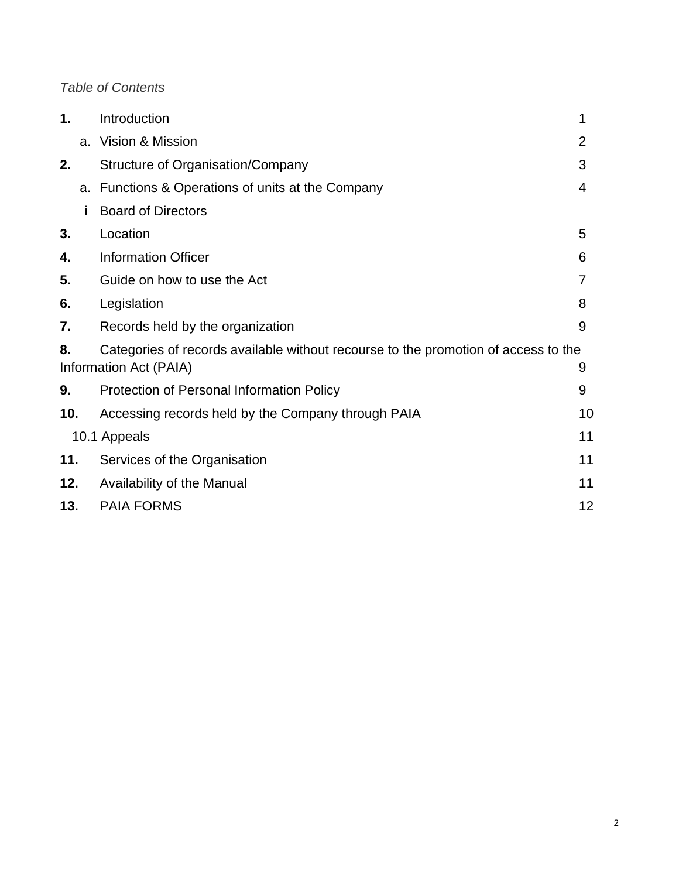*Table of Contents*

| | | |
|---|---|---|
| **1.** | Introduction | 1 |
| a. | Vision & Mission | 2 |
| **2.** | Structure of Organisation/Company | 3 |
| a. | Functions & Operations of units at the Company | 4 |
| i | Board of Directors | |
| **3.** | Location | 5 |
| **4.** | Information Officer | 6 |
| **5.** | Guide on how to use the Act | 7 |
| **6.** | Legislation | 8 |
| **7.** | Records held by the organization | 9 |
| **8.** | Categories of records available without recourse to the promotion of access to the Information Act (PAIA) | 9 |
| **9.** | Protection of Personal Information Policy | 9 |
| **10.** | Accessing records held by the Company through PAIA | 10 |
| 10.1 | Appeals | 11 |
| **11.** | Services of the Organisation | 11 |
| **12.** | Availability of the Manual | 11 |
| **13.** | PAIA FORMS | 12 |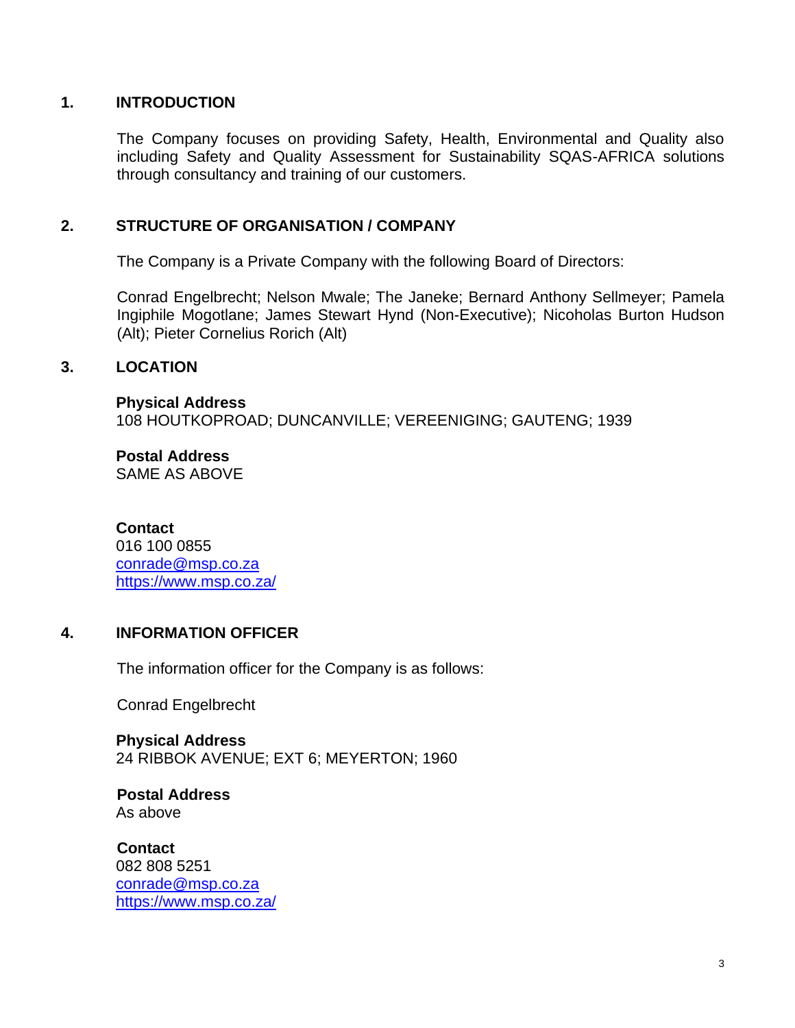## 1. INTRODUCTION

The Company focuses on providing Safety, Health, Environmental and Quality also including Safety and Quality Assessment for Sustainability SQAS-AFRICA solutions through consultancy and training of our customers.

## 2. STRUCTURE OF ORGANISATION / COMPANY

The Company is a Private Company with the following Board of Directors:

Conrad Engelbrecht; Nelson Mwale; The Janeke; Bernard Anthony Sellmeyer; Pamela Ingiphile Mogotlane; James Stewart Hynd (Non-Executive); Nicoholas Burton Hudson (Alt); Pieter Cornelius Rorich (Alt)

## 3. LOCATION

**Physical Address**
108 HOUTKOPROAD; DUNCANVILLE; VEREENIGING; GAUTENG; 1939

**Postal Address**
SAME AS ABOVE

**Contact**
016 100 0855
conrade@msp.co.za
https://www.msp.co.za/

## 4. INFORMATION OFFICER

The information officer for the Company is as follows:

Conrad Engelbrecht

**Physical Address**
24 RIBBOK AVENUE; EXT 6; MEYERTON; 1960

**Postal Address**
As above

**Contact**
082 808 5251
conrade@msp.co.za
https://www.msp.co.za/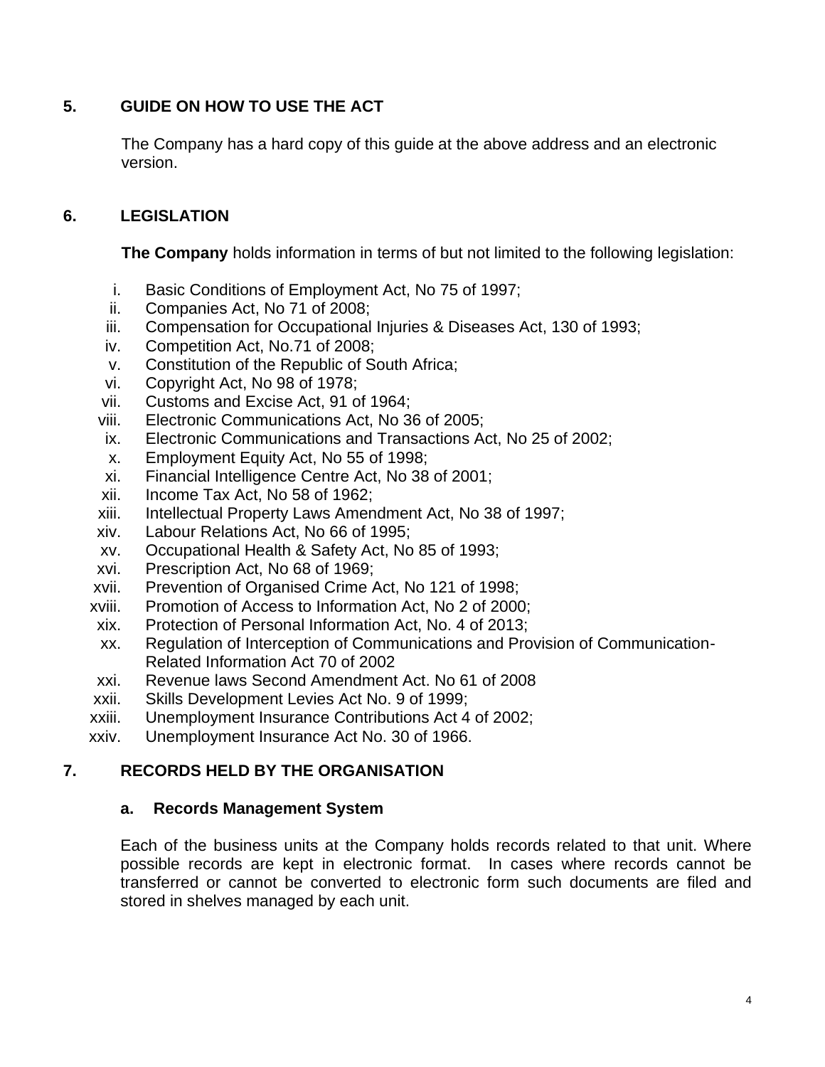## 5. GUIDE ON HOW TO USE THE ACT

The Company has a hard copy of this guide at the above address and an electronic version.

## 6. LEGISLATION

**The Company** holds information in terms of but not limited to the following legislation:

i. Basic Conditions of Employment Act, No 75 of 1997;
ii. Companies Act, No 71 of 2008;
iii. Compensation for Occupational Injuries & Diseases Act, 130 of 1993;
iv. Competition Act, No.71 of 2008;
v. Constitution of the Republic of South Africa;
vi. Copyright Act, No 98 of 1978;
vii. Customs and Excise Act, 91 of 1964;
viii. Electronic Communications Act, No 36 of 2005;
ix. Electronic Communications and Transactions Act, No 25 of 2002;
x. Employment Equity Act, No 55 of 1998;
xi. Financial Intelligence Centre Act, No 38 of 2001;
xii. Income Tax Act, No 58 of 1962;
xiii. Intellectual Property Laws Amendment Act, No 38 of 1997;
xiv. Labour Relations Act, No 66 of 1995;
xv. Occupational Health & Safety Act, No 85 of 1993;
xvi. Prescription Act, No 68 of 1969;
xvii. Prevention of Organised Crime Act, No 121 of 1998;
xviii. Promotion of Access to Information Act, No 2 of 2000;
xix. Protection of Personal Information Act, No. 4 of 2013;
xx. Regulation of Interception of Communications and Provision of Communication-Related Information Act 70 of 2002
xxi. Revenue laws Second Amendment Act. No 61 of 2008
xxii. Skills Development Levies Act No. 9 of 1999;
xxiii. Unemployment Insurance Contributions Act 4 of 2002;
xxiv. Unemployment Insurance Act No. 30 of 1966.

## 7. RECORDS HELD BY THE ORGANISATION

### a. Records Management System

Each of the business units at the Company holds records related to that unit. Where possible records are kept in electronic format. In cases where records cannot be transferred or cannot be converted to electronic form such documents are filed and stored in shelves managed by each unit.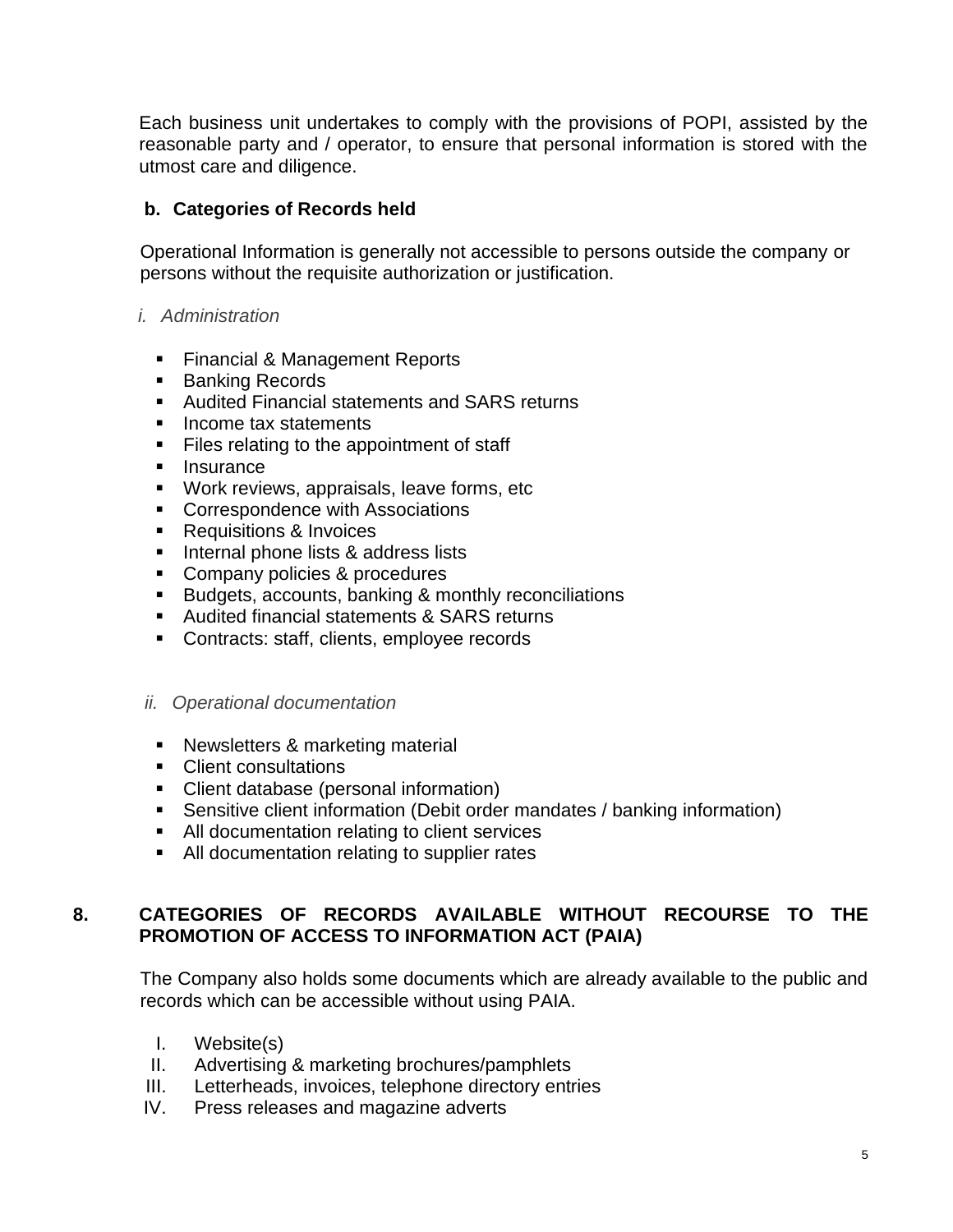Each business unit undertakes to comply with the provisions of POPI, assisted by the reasonable party and / operator, to ensure that personal information is stored with the utmost care and diligence.

### b. Categories of Records held

Operational Information is generally not accessible to persons outside the company or persons without the requisite authorization or justification.

*i. Administration*

- Financial & Management Reports
- Banking Records
- Audited Financial statements and SARS returns
- Income tax statements
- Files relating to the appointment of staff
- Insurance
- Work reviews, appraisals, leave forms, etc
- Correspondence with Associations
- Requisitions & Invoices
- Internal phone lists & address lists
- Company policies & procedures
- Budgets, accounts, banking & monthly reconciliations
- Audited financial statements & SARS returns
- Contracts: staff, clients, employee records

*ii. Operational documentation*

- Newsletters & marketing material
- Client consultations
- Client database (personal information)
- Sensitive client information (Debit order mandates / banking information)
- All documentation relating to client services
- All documentation relating to supplier rates

## 8. CATEGORIES OF RECORDS AVAILABLE WITHOUT RECOURSE TO THE PROMOTION OF ACCESS TO INFORMATION ACT (PAIA)

The Company also holds some documents which are already available to the public and records which can be accessible without using PAIA.

I. Website(s)
II. Advertising & marketing brochures/pamphlets
III. Letterheads, invoices, telephone directory entries
IV. Press releases and magazine adverts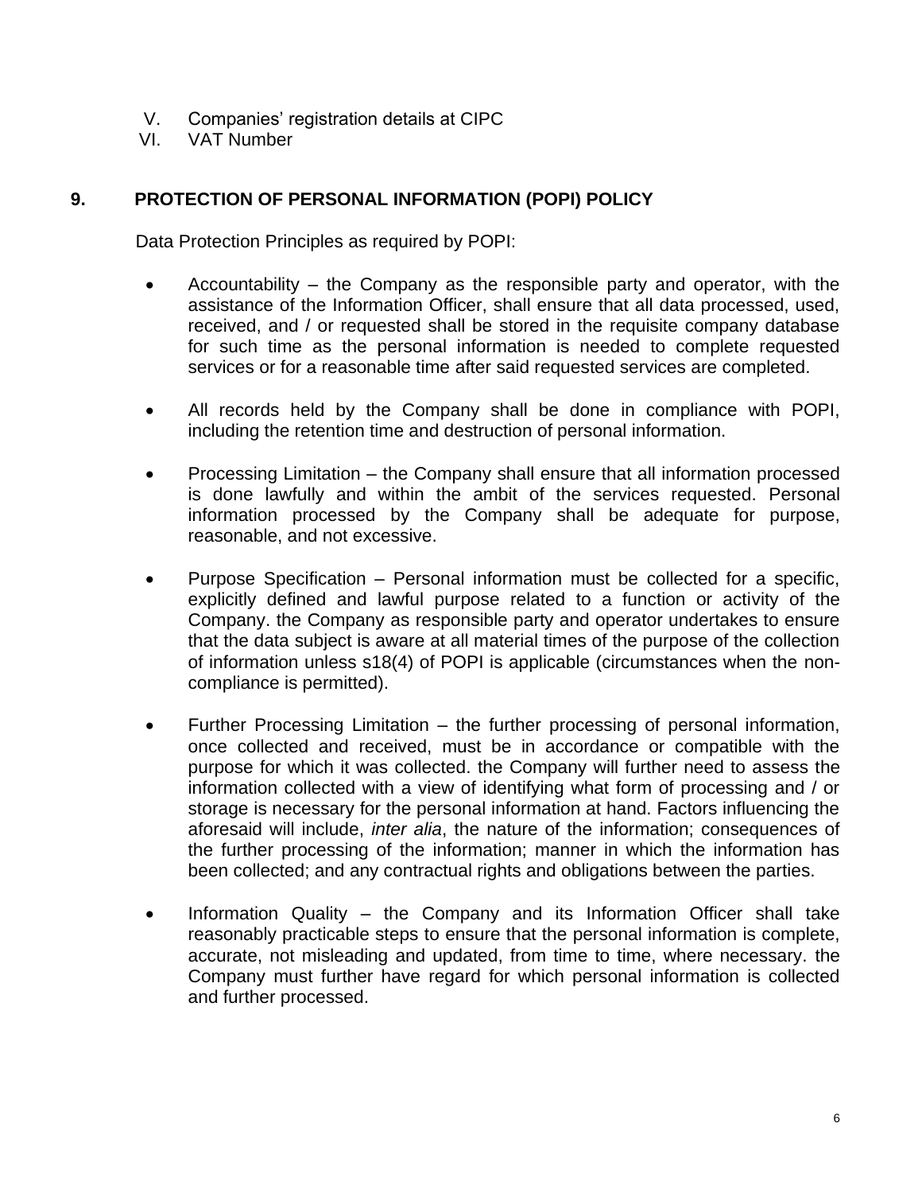V. Companies' registration details at CIPC
VI. VAT Number

## 9. PROTECTION OF PERSONAL INFORMATION (POPI) POLICY

Data Protection Principles as required by POPI:

- Accountability – the Company as the responsible party and operator, with the assistance of the Information Officer, shall ensure that all data processed, used, received, and / or requested shall be stored in the requisite company database for such time as the personal information is needed to complete requested services or for a reasonable time after said requested services are completed.

- All records held by the Company shall be done in compliance with POPI, including the retention time and destruction of personal information.

- Processing Limitation – the Company shall ensure that all information processed is done lawfully and within the ambit of the services requested. Personal information processed by the Company shall be adequate for purpose, reasonable, and not excessive.

- Purpose Specification – Personal information must be collected for a specific, explicitly defined and lawful purpose related to a function or activity of the Company. the Company as responsible party and operator undertakes to ensure that the data subject is aware at all material times of the purpose of the collection of information unless s18(4) of POPI is applicable (circumstances when the non-compliance is permitted).

- Further Processing Limitation – the further processing of personal information, once collected and received, must be in accordance or compatible with the purpose for which it was collected. the Company will further need to assess the information collected with a view of identifying what form of processing and / or storage is necessary for the personal information at hand. Factors influencing the aforesaid will include, *inter alia*, the nature of the information; consequences of the further processing of the information; manner in which the information has been collected; and any contractual rights and obligations between the parties.

- Information Quality – the Company and its Information Officer shall take reasonably practicable steps to ensure that the personal information is complete, accurate, not misleading and updated, from time to time, where necessary. the Company must further have regard for which personal information is collected and further processed.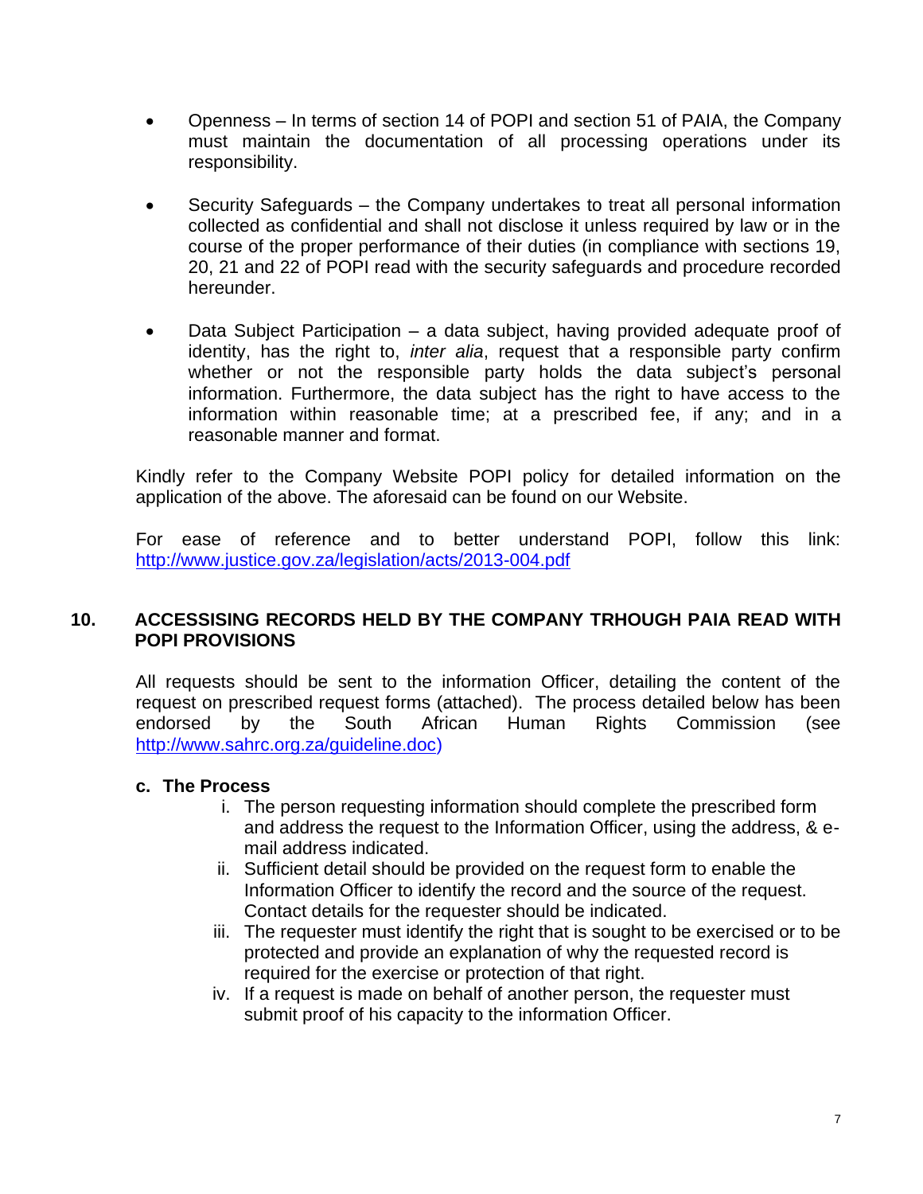- Openness – In terms of section 14 of POPI and section 51 of PAIA, the Company must maintain the documentation of all processing operations under its responsibility.

- Security Safeguards – the Company undertakes to treat all personal information collected as confidential and shall not disclose it unless required by law or in the course of the proper performance of their duties (in compliance with sections 19, 20, 21 and 22 of POPI read with the security safeguards and procedure recorded hereunder.

- Data Subject Participation – a data subject, having provided adequate proof of identity, has the right to, *inter alia*, request that a responsible party confirm whether or not the responsible party holds the data subject's personal information. Furthermore, the data subject has the right to have access to the information within reasonable time; at a prescribed fee, if any; and in a reasonable manner and format.

Kindly refer to the Company Website POPI policy for detailed information on the application of the above. The aforesaid can be found on our Website.

For ease of reference and to better understand POPI, follow this link: http://www.justice.gov.za/legislation/acts/2013-004.pdf

## 10. ACCESSISING RECORDS HELD BY THE COMPANY TRHOUGH PAIA READ WITH POPI PROVISIONS

All requests should be sent to the information Officer, detailing the content of the request on prescribed request forms (attached). The process detailed below has been endorsed by the South African Human Rights Commission (see http://www.sahrc.org.za/guideline.doc)

### c. The Process

i. The person requesting information should complete the prescribed form and address the request to the Information Officer, using the address, & e-mail address indicated.
ii. Sufficient detail should be provided on the request form to enable the Information Officer to identify the record and the source of the request. Contact details for the requester should be indicated.
iii. The requester must identify the right that is sought to be exercised or to be protected and provide an explanation of why the requested record is required for the exercise or protection of that right.
iv. If a request is made on behalf of another person, the requester must submit proof of his capacity to the information Officer.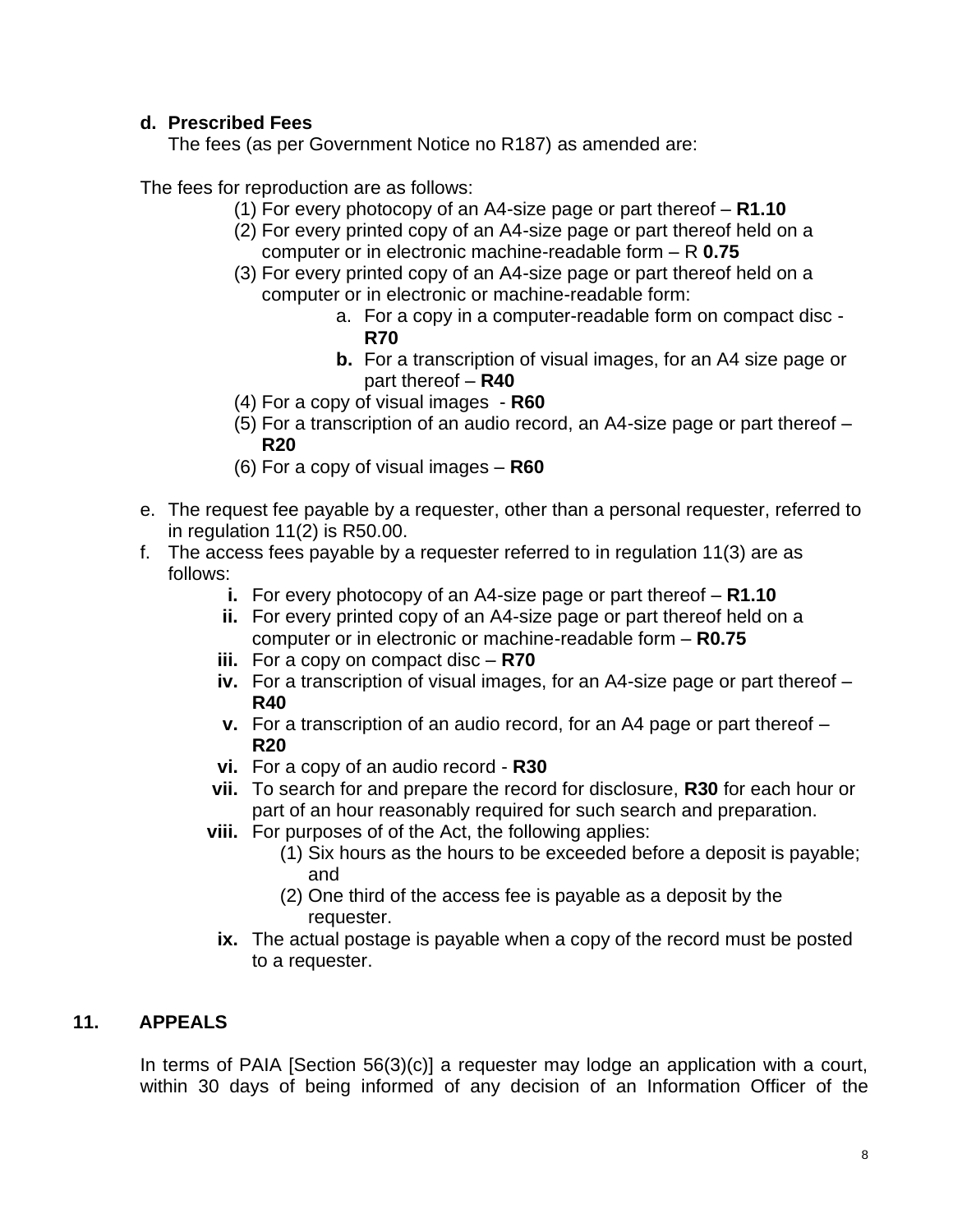**d. Prescribed Fees**

The fees (as per Government Notice no R187) as amended are:

The fees for reproduction are as follows:

(1) For every photocopy of an A4-size page or part thereof – **R1.10**

(2) For every printed copy of an A4-size page or part thereof held on a computer or in electronic machine-readable form – R **0.75**

(3) For every printed copy of an A4-size page or part thereof held on a computer or in electronic or machine-readable form:

   a. For a copy in a computer-readable form on compact disc - **R70**

   **b.** For a transcription of visual images, for an A4 size page or part thereof – **R40**

(4) For a copy of visual images - **R60**

(5) For a transcription of an audio record, an A4-size page or part thereof – **R20**

(6) For a copy of visual images – **R60**

e. The request fee payable by a requester, other than a personal requester, referred to in regulation 11(2) is R50.00.

f. The access fees payable by a requester referred to in regulation 11(3) are as follows:

   **i.** For every photocopy of an A4-size page or part thereof – **R1.10**

   **ii.** For every printed copy of an A4-size page or part thereof held on a computer or in electronic or machine-readable form – **R0.75**

   **iii.** For a copy on compact disc – **R70**

   **iv.** For a transcription of visual images, for an A4-size page or part thereof – **R40**

   **v.** For a transcription of an audio record, for an A4 page or part thereof – **R20**

   **vi.** For a copy of an audio record - **R30**

   **vii.** To search for and prepare the record for disclosure, **R30** for each hour or part of an hour reasonably required for such search and preparation.

   **viii.** For purposes of of the Act, the following applies:

      (1) Six hours as the hours to be exceeded before a deposit is payable; and

      (2) One third of the access fee is payable as a deposit by the requester.

   **ix.** The actual postage is payable when a copy of the record must be posted to a requester.

## 11. APPEALS

In terms of PAIA [Section 56(3)(c)] a requester may lodge an application with a court, within 30 days of being informed of any decision of an Information Officer of the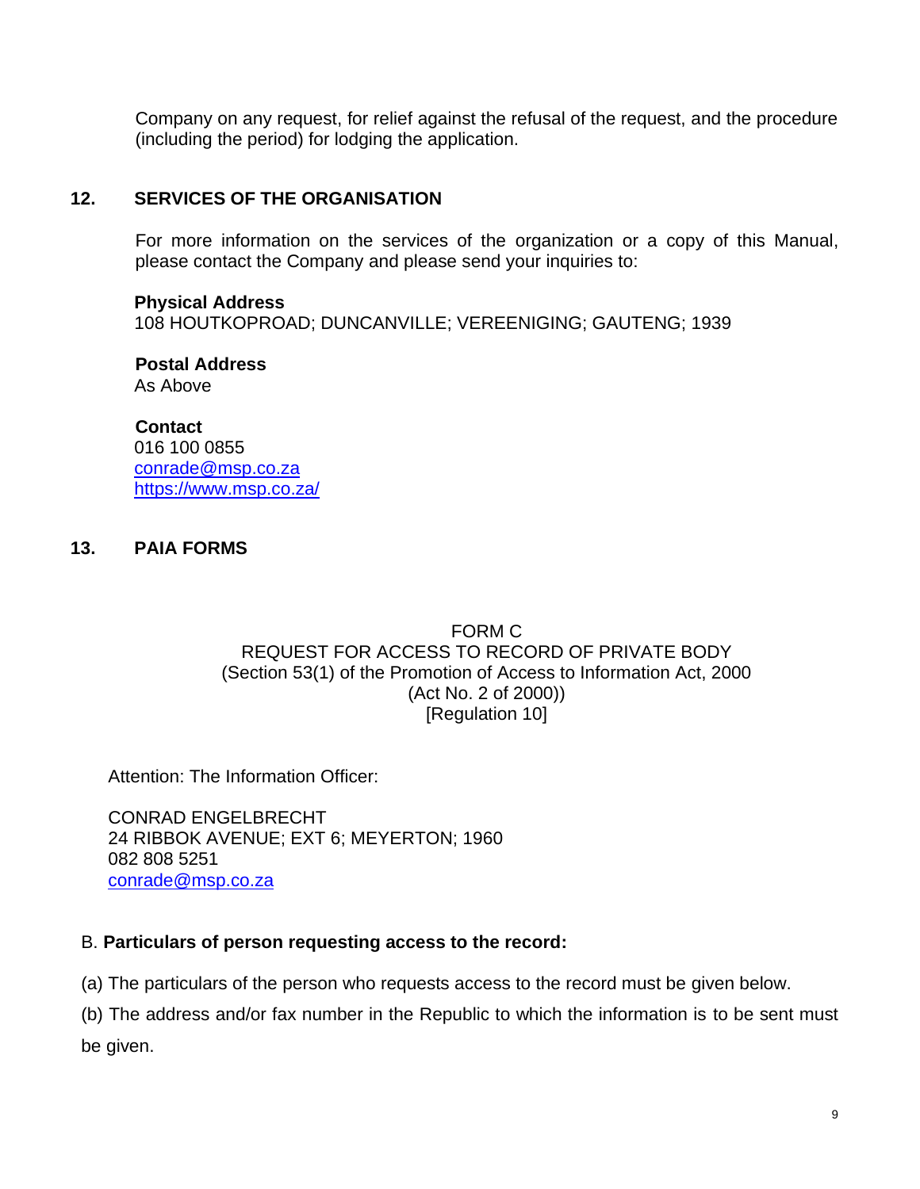Company on any request, for relief against the refusal of the request, and the procedure (including the period) for lodging the application.

## 12. SERVICES OF THE ORGANISATION

For more information on the services of the organization or a copy of this Manual, please contact the Company and please send your inquiries to:

**Physical Address**
108 HOUTKOPROAD; DUNCANVILLE; VEREENIGING; GAUTENG; 1939

**Postal Address**
As Above

**Contact**
016 100 0855
conrade@msp.co.za
https://www.msp.co.za/

## 13. PAIA FORMS

FORM C
REQUEST FOR ACCESS TO RECORD OF PRIVATE BODY
(Section 53(1) of the Promotion of Access to Information Act, 2000
(Act No. 2 of 2000))
[Regulation 10]

Attention: The Information Officer:

CONRAD ENGELBRECHT
24 RIBBOK AVENUE; EXT 6; MEYERTON; 1960
082 808 5251
conrade@msp.co.za

B. **Particulars of person requesting access to the record:**

(a) The particulars of the person who requests access to the record must be given below.

(b) The address and/or fax number in the Republic to which the information is to be sent must be given.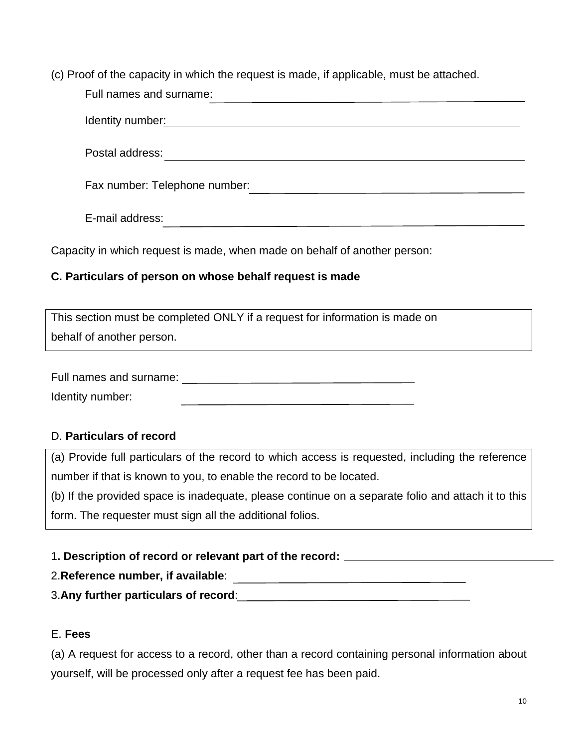(c) Proof of the capacity in which the request is made, if applicable, must be attached.

Full names and surname: ___________________________________________

Identity number: ___________________________________________

Postal address: ___________________________________________

Fax number: Telephone number: ___________________________________________

E-mail address: ___________________________________________

Capacity in which request is made, when made on behalf of another person:

**C. Particulars of person on whose behalf request is made**

| This section must be completed ONLY if a request for information is made on behalf of another person. |
|---|

Full names and surname: ______________________________

Identity number: ______________________________

D. **Particulars of record**

| (a) Provide full particulars of the record to which access is requested, including the reference number if that is known to you, to enable the record to be located.<br>(b) If the provided space is inadequate, please continue on a separate folio and attach it to this form. The requester must sign all the additional folios. |
|---|

1**. Description of record or relevant part of the record:** ______________________________

2.**Reference number, if available**: ______________________________

3.**Any further particulars of record**: ______________________________

E. **Fees**

(a) A request for access to a record, other than a record containing personal information about yourself, will be processed only after a request fee has been paid.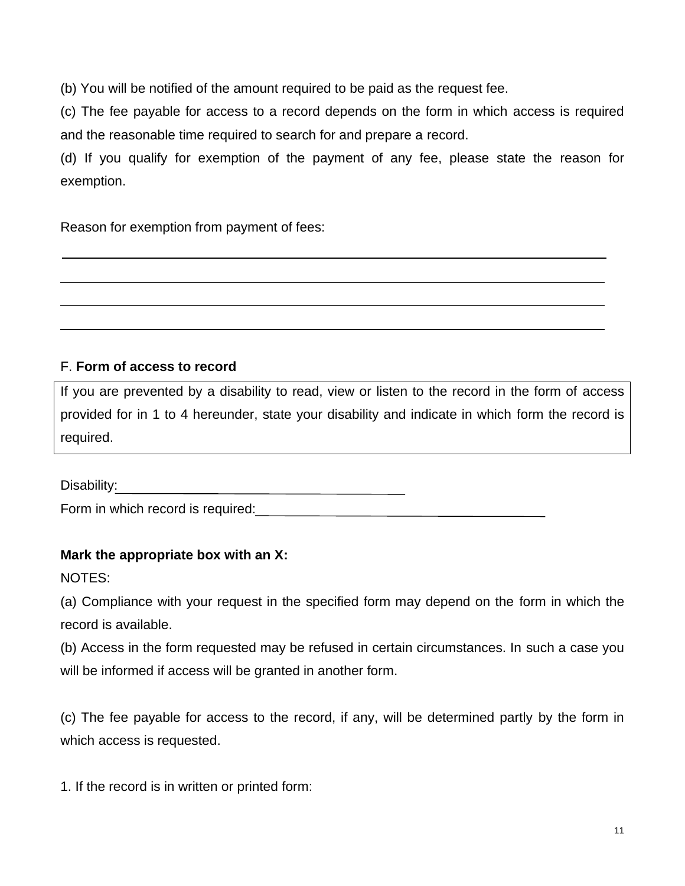(b) You will be notified of the amount required to be paid as the request fee.

(c) The fee payable for access to a record depends on the form in which access is required and the reasonable time required to search for and prepare a record.

(d) If you qualify for exemption of the payment of any fee, please state the reason for exemption.

Reason for exemption from payment of fees:

______________________________________________________________________

______________________________________________________________________

______________________________________________________________________

______________________________________________________________________

F. **Form of access to record**

| If you are prevented by a disability to read, view or listen to the record in the form of access provided for in 1 to 4 hereunder, state your disability and indicate in which form the record is required. |
|---|

Disability:______________________________________

Form in which record is required:______________________________________

**Mark the appropriate box with an X:**

NOTES:

(a) Compliance with your request in the specified form may depend on the form in which the record is available.

(b) Access in the form requested may be refused in certain circumstances. In such a case you will be informed if access will be granted in another form.

(c) The fee payable for access to the record, if any, will be determined partly by the form in which access is requested.

1. If the record is in written or printed form: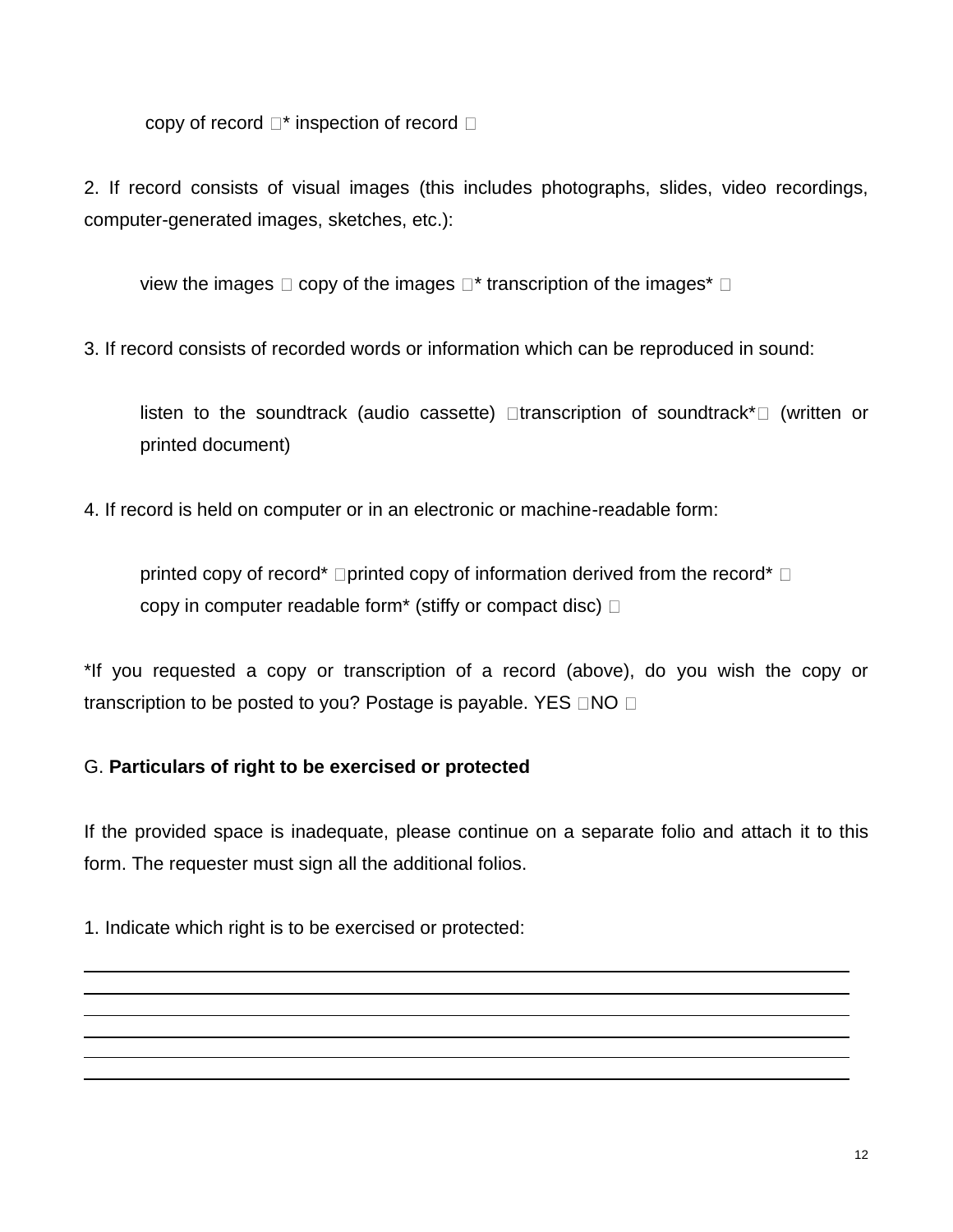copy of record □* inspection of record □

2. If record consists of visual images (this includes photographs, slides, video recordings, computer-generated images, sketches, etc.):

view the images □ copy of the images □* transcription of the images* □

3. If record consists of recorded words or information which can be reproduced in sound:

listen to the soundtrack (audio cassette) □transcription of soundtrack*□ (written or printed document)

4. If record is held on computer or in an electronic or machine-readable form:

printed copy of record* □printed copy of information derived from the record* □
copy in computer readable form* (stiffy or compact disc) □

*If you requested a copy or transcription of a record (above), do you wish the copy or transcription to be posted to you? Postage is payable. YES □NO □

G. **Particulars of right to be exercised or protected**

If the provided space is inadequate, please continue on a separate folio and attach it to this form. The requester must sign all the additional folios.

1. Indicate which right is to be exercised or protected:

______________________________________________________________________________

______________________________________________________________________________

______________________________________________________________________________

______________________________________________________________________________

______________________________________________________________________________

______________________________________________________________________________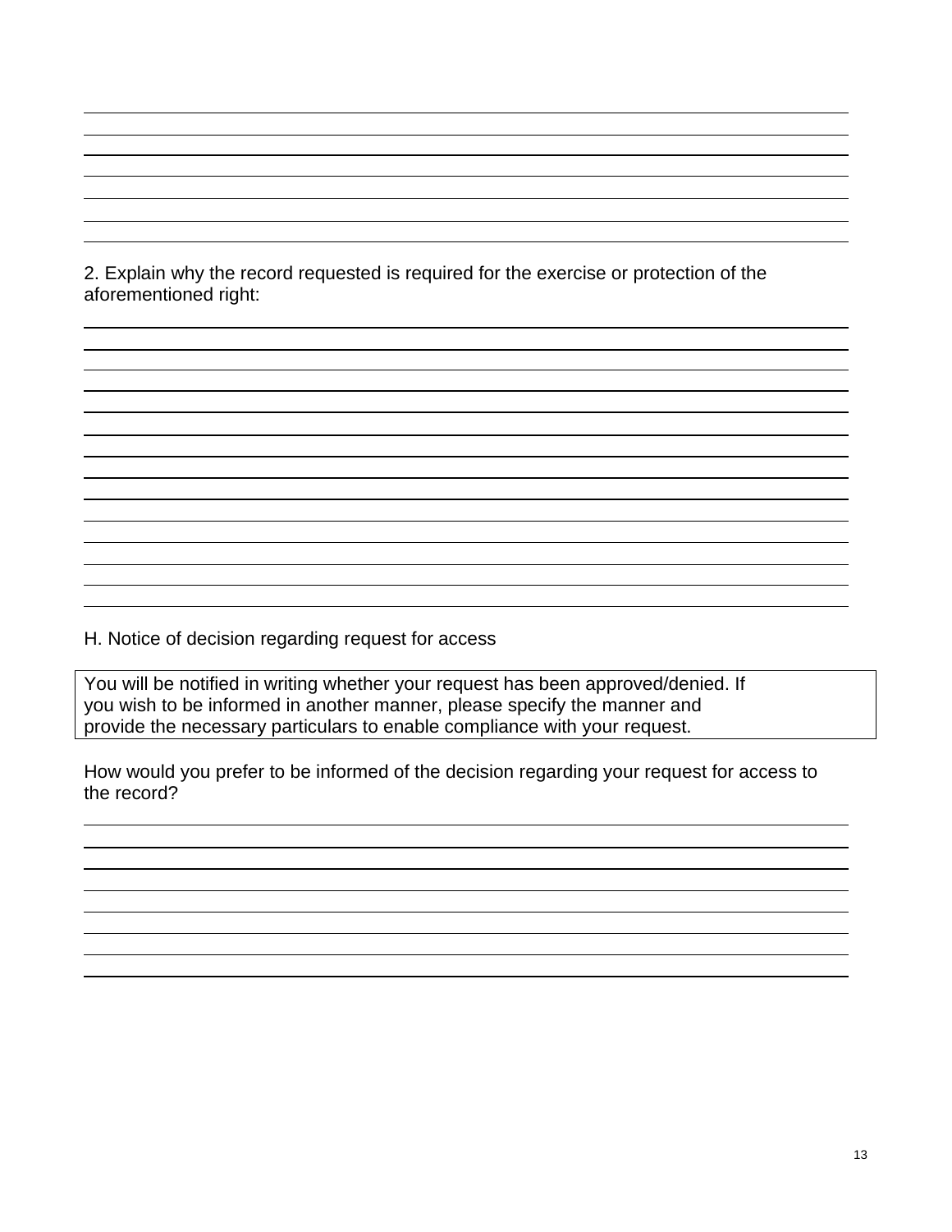2. Explain why the record requested is required for the exercise or protection of the aforementioned right:

H. Notice of decision regarding request for access

| You will be notified in writing whether your request has been approved/denied. If you wish to be informed in another manner, please specify the manner and provide the necessary particulars to enable compliance with your request. |
| --- |

How would you prefer to be informed of the decision regarding your request for access to the record?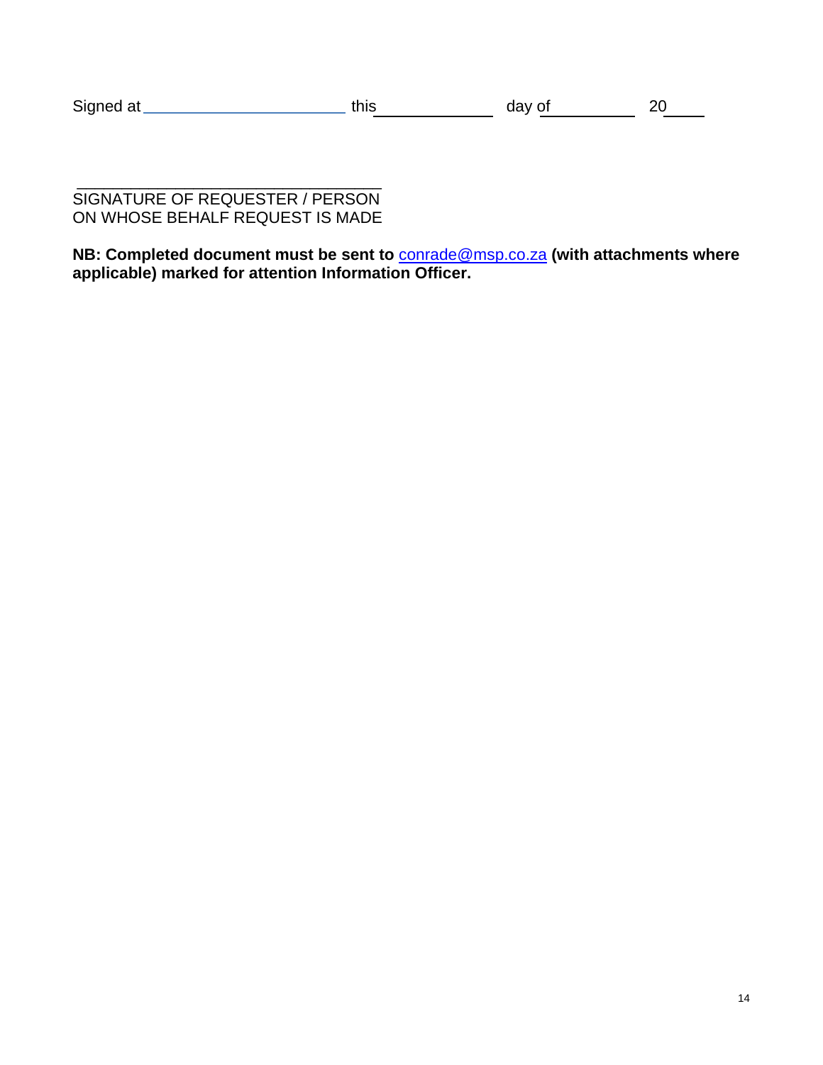Signed at \_\_\_\_\_\_\_\_\_\_\_\_\_\_\_\_\_\_\_\_\_\_\_\_ this \_\_\_\_\_\_\_\_\_\_\_\_\_\_ day of \_\_\_\_\_\_\_\_\_\_\_ 20\_\_\_\_

\_\_\_\_\_\_\_\_\_\_\_\_\_\_\_\_\_\_\_\_\_\_\_\_\_\_\_\_\_\_\_\_\_\_\_\_

SIGNATURE OF REQUESTER / PERSON
ON WHOSE BEHALF REQUEST IS MADE

**NB: Completed document must be sent to** conrade@msp.co.za **(with attachments where applicable) marked for attention Information Officer.**